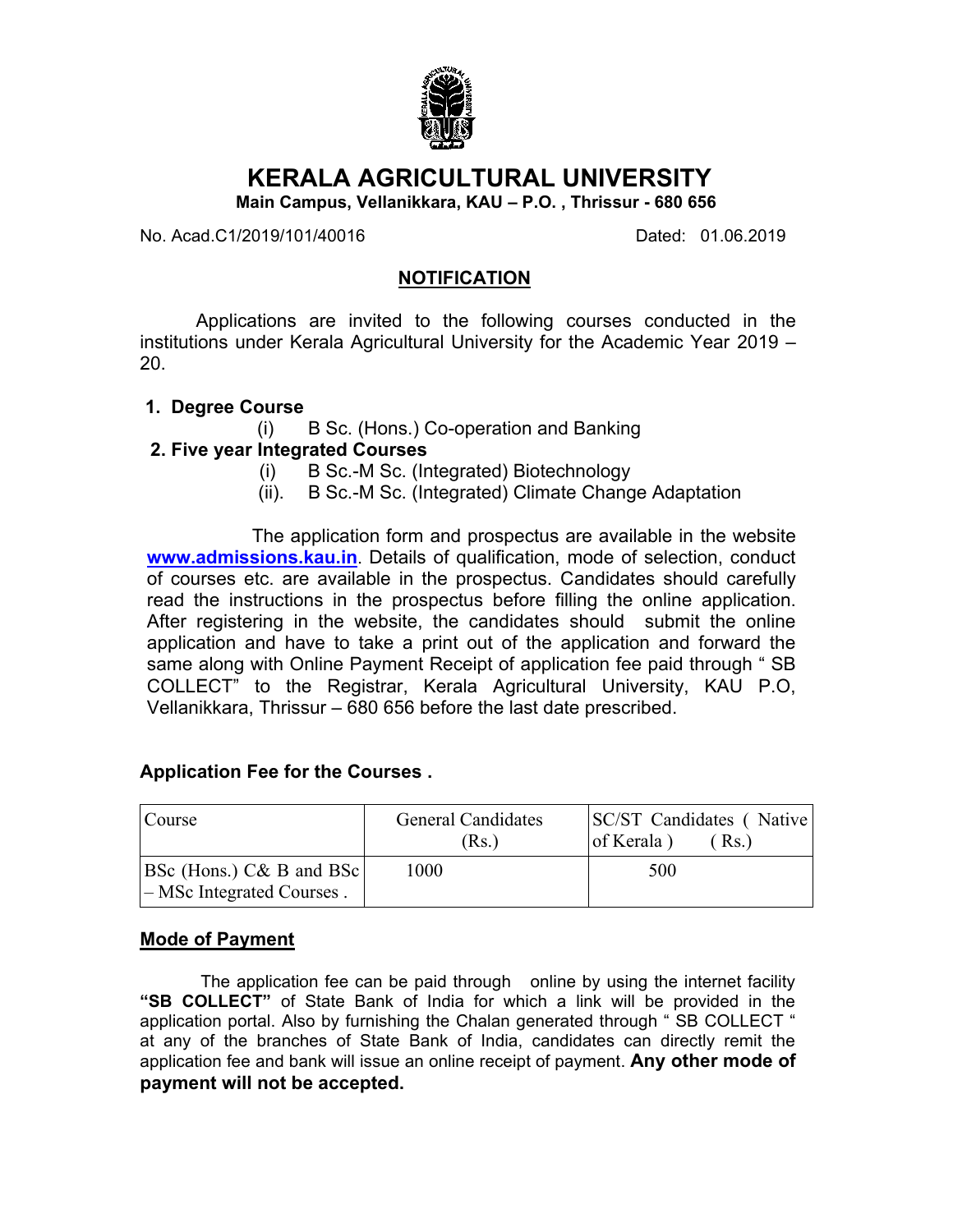# KERALA AGRICULTURAL UNIVERSITY

**Main Campus, Vellanikkara, KAU – P.O. , Thrissur - 680 656**

No. Acad.C1/2019/101/40016 Dated: 01.06.2019

## NOTIFICATION

Applications are invited to the following courses conducted in the institutions under Kerala Agricultural University for the Academic Year 2019 – 20.

**1. Degree Course**

(i) B Sc. (Hons.) Co-operation and Banking

**2. Five year Integrated Courses**

(i) B Sc.-M Sc. (Integrated) Biotechnology

(ii). B Sc.-M Sc. (Integrated) Climate Change Adaptation

The application form and prospectus are available in the website **www.admissions.kau.in**. Details of qualification, mode of selection, conduct of courses etc. are available in the prospectus. Candidates should carefully read the instructions in the prospectus before filling the online application. After registering in the website, the candidates should submit the online application and have to take a print out of the application and forward the same along with Online Payment Receipt of application fee paid through " SB COLLECT" to the Registrar, Kerala Agricultural University, KAU P.O, Vellanikkara, Thrissur – 680 656 before the last date prescribed.

### Application Fee for the Courses .

| Course | General Candidates (Rs.) | SC/ST Candidates ( Native of Kerala ) ( Rs.) |
|---|---|---|
| BSc (Hons.) C& B and BSc – MSc Integrated Courses . | 1000 | 500 |

### Mode of Payment

The application fee can be paid through online by using the internet facility **"SB COLLECT"** of State Bank of India for which a link will be provided in the application portal. Also by furnishing the Chalan generated through " SB COLLECT " at any of the branches of State Bank of India, candidates can directly remit the application fee and bank will issue an online receipt of payment. **Any other mode of payment will not be accepted.**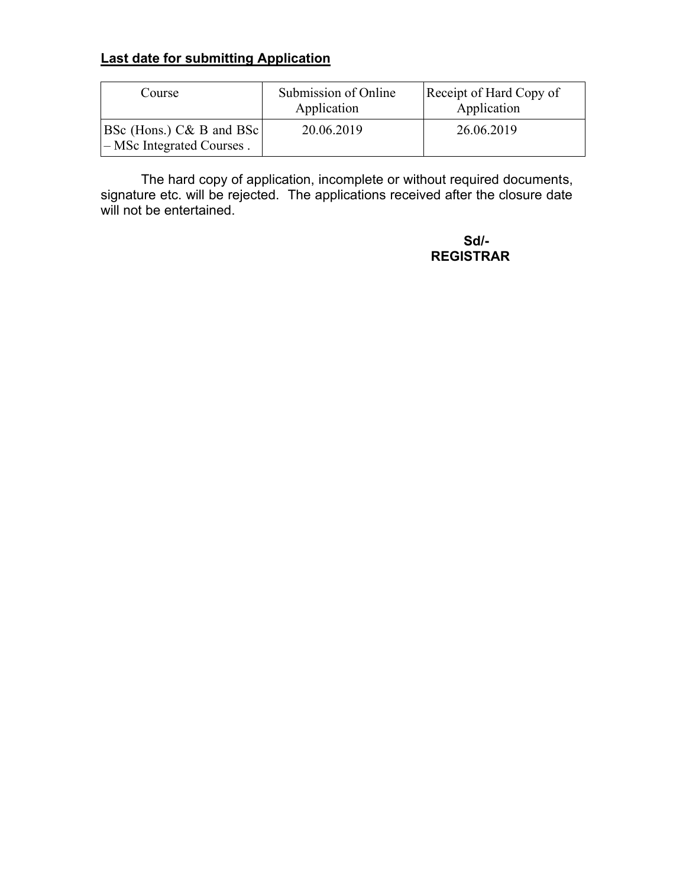**Last date for submitting Application**

| Course | Submission of Online Application | Receipt of Hard Copy of Application |
|---|---|---|
| BSc (Hons.) C& B and BSc – MSc Integrated Courses . | 20.06.2019 | 26.06.2019 |

The hard copy of application, incomplete or without required documents, signature etc. will be rejected. The applications received after the closure date will not be entertained.

**Sd/-**
**REGISTRAR**